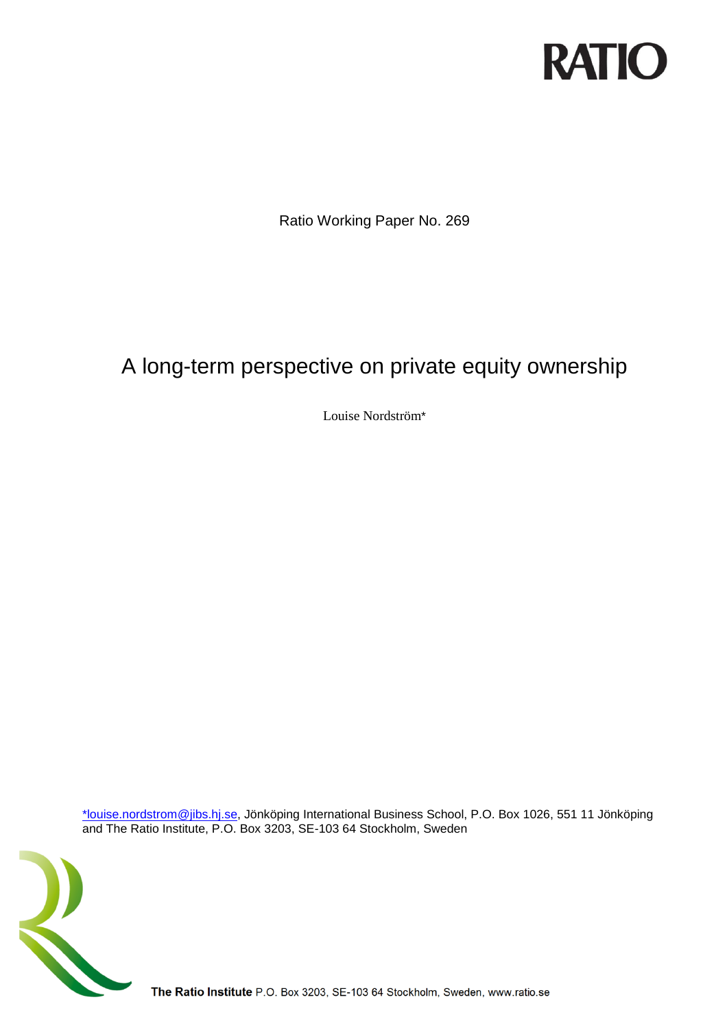RATIO

Ratio Working Paper No. 269

# A long-term perspective on private equity ownership

Louise Nordström*

*louise.nordstrom@jibs.hj.se, Jönköping International Business School, P.O. Box 1026, 551 11 Jönköping and The Ratio Institute, P.O. Box 3203, SE-103 64 Stockholm, Sweden

**The Ratio Institute** P.O. Box 3203, SE-103 64 Stockholm, Sweden, www.ratio.se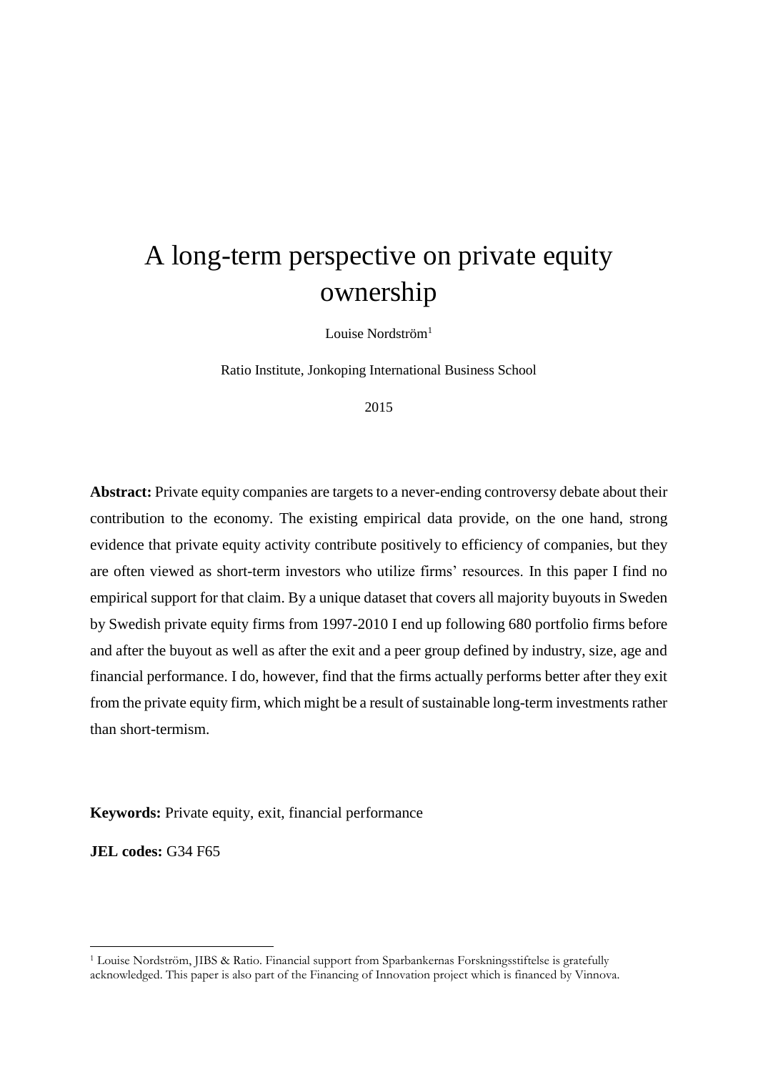# A long-term perspective on private equity ownership

Louise Nordström[1]

Ratio Institute, Jonkoping International Business School

2015

**Abstract:** Private equity companies are targets to a never-ending controversy debate about their contribution to the economy. The existing empirical data provide, on the one hand, strong evidence that private equity activity contribute positively to efficiency of companies, but they are often viewed as short-term investors who utilize firms' resources. In this paper I find no empirical support for that claim. By a unique dataset that covers all majority buyouts in Sweden by Swedish private equity firms from 1997-2010 I end up following 680 portfolio firms before and after the buyout as well as after the exit and a peer group defined by industry, size, age and financial performance. I do, however, find that the firms actually performs better after they exit from the private equity firm, which might be a result of sustainable long-term investments rather than short-termism.

**Keywords:** Private equity, exit, financial performance

**JEL codes:** G34 F65

[1] Louise Nordström, JIBS & Ratio. Financial support from Sparbankernas Forskningsstiftelse is gratefully acknowledged. This paper is also part of the Financing of Innovation project which is financed by Vinnova.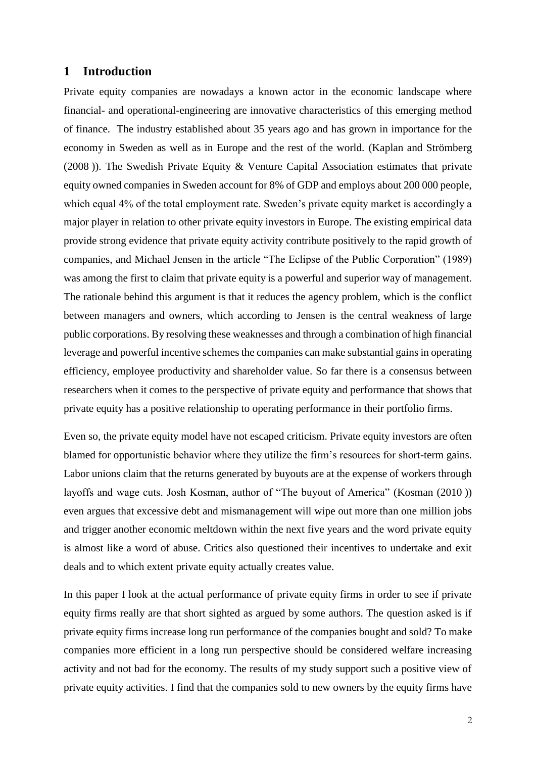# 1 Introduction

Private equity companies are nowadays a known actor in the economic landscape where financial- and operational-engineering are innovative characteristics of this emerging method of finance. The industry established about 35 years ago and has grown in importance for the economy in Sweden as well as in Europe and the rest of the world. (Kaplan and Strömberg (2008 )). The Swedish Private Equity & Venture Capital Association estimates that private equity owned companies in Sweden account for 8% of GDP and employs about 200 000 people, which equal 4% of the total employment rate. Sweden's private equity market is accordingly a major player in relation to other private equity investors in Europe. The existing empirical data provide strong evidence that private equity activity contribute positively to the rapid growth of companies, and Michael Jensen in the article "The Eclipse of the Public Corporation" (1989) was among the first to claim that private equity is a powerful and superior way of management. The rationale behind this argument is that it reduces the agency problem, which is the conflict between managers and owners, which according to Jensen is the central weakness of large public corporations. By resolving these weaknesses and through a combination of high financial leverage and powerful incentive schemes the companies can make substantial gains in operating efficiency, employee productivity and shareholder value. So far there is a consensus between researchers when it comes to the perspective of private equity and performance that shows that private equity has a positive relationship to operating performance in their portfolio firms.

Even so, the private equity model have not escaped criticism. Private equity investors are often blamed for opportunistic behavior where they utilize the firm's resources for short-term gains. Labor unions claim that the returns generated by buyouts are at the expense of workers through layoffs and wage cuts. Josh Kosman, author of "The buyout of America" (Kosman (2010 )) even argues that excessive debt and mismanagement will wipe out more than one million jobs and trigger another economic meltdown within the next five years and the word private equity is almost like a word of abuse. Critics also questioned their incentives to undertake and exit deals and to which extent private equity actually creates value.

In this paper I look at the actual performance of private equity firms in order to see if private equity firms really are that short sighted as argued by some authors. The question asked is if private equity firms increase long run performance of the companies bought and sold? To make companies more efficient in a long run perspective should be considered welfare increasing activity and not bad for the economy. The results of my study support such a positive view of private equity activities. I find that the companies sold to new owners by the equity firms have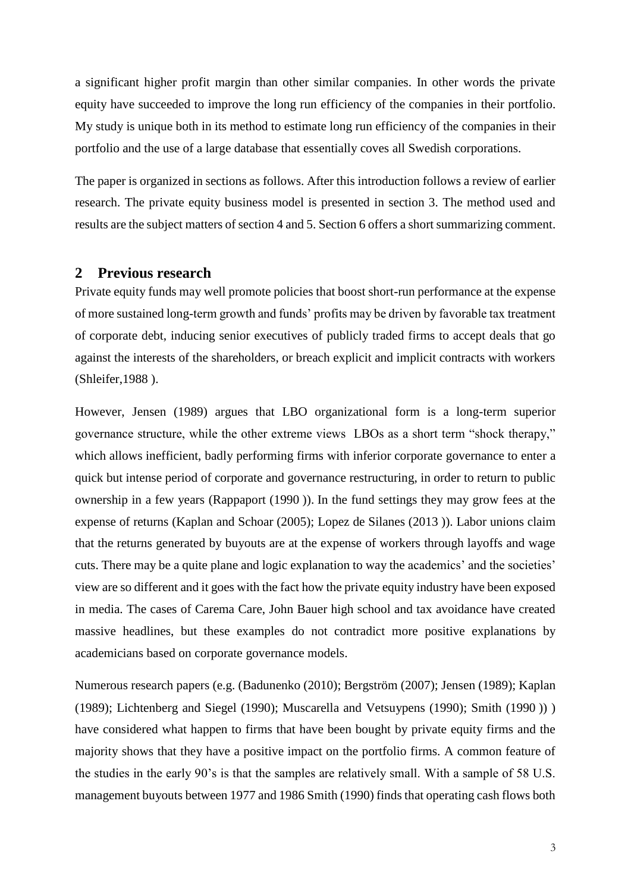a significant higher profit margin than other similar companies. In other words the private equity have succeeded to improve the long run efficiency of the companies in their portfolio. My study is unique both in its method to estimate long run efficiency of the companies in their portfolio and the use of a large database that essentially coves all Swedish corporations.

The paper is organized in sections as follows. After this introduction follows a review of earlier research. The private equity business model is presented in section 3. The method used and results are the subject matters of section 4 and 5. Section 6 offers a short summarizing comment.

## 2 Previous research

Private equity funds may well promote policies that boost short-run performance at the expense of more sustained long-term growth and funds' profits may be driven by favorable tax treatment of corporate debt, inducing senior executives of publicly traded firms to accept deals that go against the interests of the shareholders, or breach explicit and implicit contracts with workers (Shleifer,1988 ).

However, Jensen (1989) argues that LBO organizational form is a long-term superior governance structure, while the other extreme views LBOs as a short term "shock therapy," which allows inefficient, badly performing firms with inferior corporate governance to enter a quick but intense period of corporate and governance restructuring, in order to return to public ownership in a few years (Rappaport (1990 )). In the fund settings they may grow fees at the expense of returns (Kaplan and Schoar (2005); Lopez de Silanes (2013 )). Labor unions claim that the returns generated by buyouts are at the expense of workers through layoffs and wage cuts. There may be a quite plane and logic explanation to way the academics' and the societies' view are so different and it goes with the fact how the private equity industry have been exposed in media. The cases of Carema Care, John Bauer high school and tax avoidance have created massive headlines, but these examples do not contradict more positive explanations by academicians based on corporate governance models.

Numerous research papers (e.g. (Badunenko (2010); Bergström (2007); Jensen (1989); Kaplan (1989); Lichtenberg and Siegel (1990); Muscarella and Vetsuypens (1990); Smith (1990 )) ) have considered what happen to firms that have been bought by private equity firms and the majority shows that they have a positive impact on the portfolio firms. A common feature of the studies in the early 90's is that the samples are relatively small. With a sample of 58 U.S. management buyouts between 1977 and 1986 Smith (1990) finds that operating cash flows both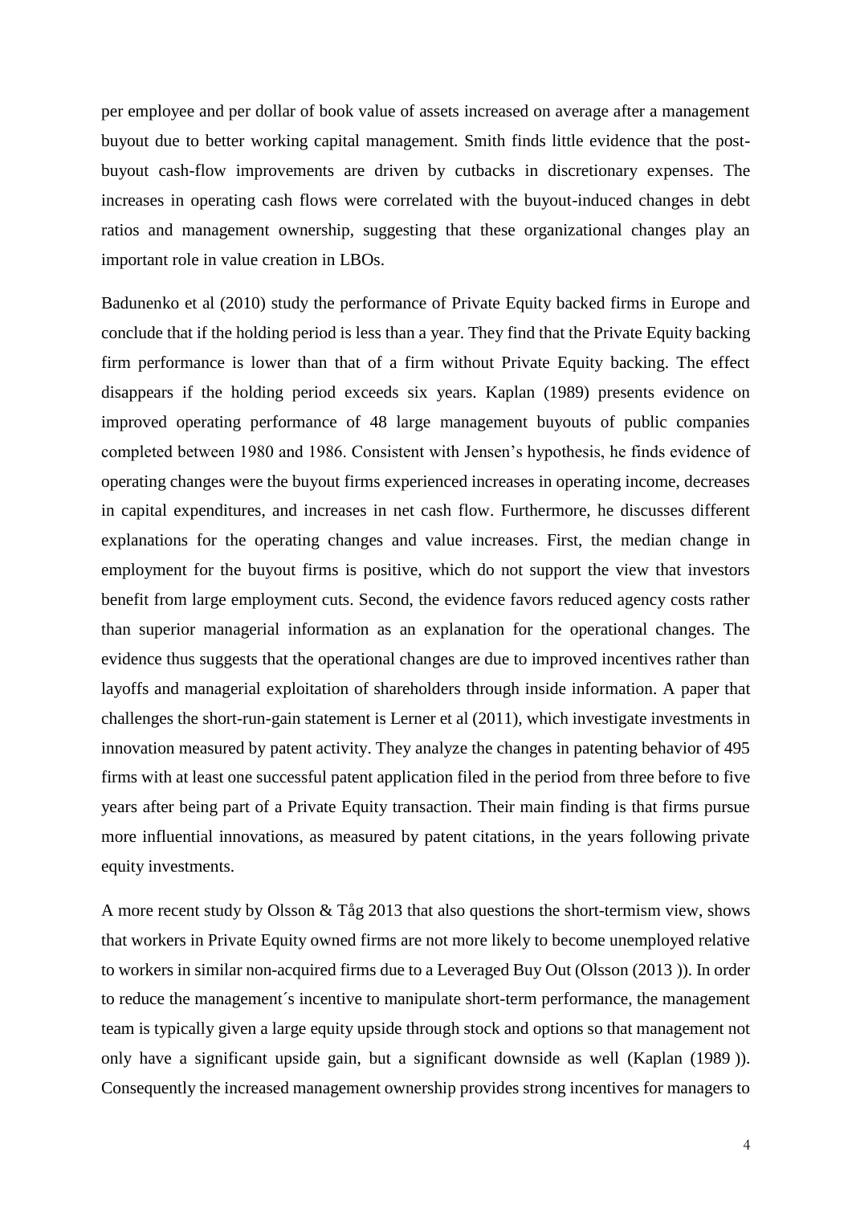per employee and per dollar of book value of assets increased on average after a management buyout due to better working capital management. Smith finds little evidence that the post-buyout cash-flow improvements are driven by cutbacks in discretionary expenses. The increases in operating cash flows were correlated with the buyout-induced changes in debt ratios and management ownership, suggesting that these organizational changes play an important role in value creation in LBOs.

Badunenko et al (2010) study the performance of Private Equity backed firms in Europe and conclude that if the holding period is less than a year. They find that the Private Equity backing firm performance is lower than that of a firm without Private Equity backing. The effect disappears if the holding period exceeds six years. Kaplan (1989) presents evidence on improved operating performance of 48 large management buyouts of public companies completed between 1980 and 1986. Consistent with Jensen's hypothesis, he finds evidence of operating changes were the buyout firms experienced increases in operating income, decreases in capital expenditures, and increases in net cash flow. Furthermore, he discusses different explanations for the operating changes and value increases. First, the median change in employment for the buyout firms is positive, which do not support the view that investors benefit from large employment cuts. Second, the evidence favors reduced agency costs rather than superior managerial information as an explanation for the operational changes. The evidence thus suggests that the operational changes are due to improved incentives rather than layoffs and managerial exploitation of shareholders through inside information. A paper that challenges the short-run-gain statement is Lerner et al (2011), which investigate investments in innovation measured by patent activity. They analyze the changes in patenting behavior of 495 firms with at least one successful patent application filed in the period from three before to five years after being part of a Private Equity transaction. Their main finding is that firms pursue more influential innovations, as measured by patent citations, in the years following private equity investments.

A more recent study by Olsson & Tåg 2013 that also questions the short-termism view, shows that workers in Private Equity owned firms are not more likely to become unemployed relative to workers in similar non-acquired firms due to a Leveraged Buy Out (Olsson (2013 )). In order to reduce the management´s incentive to manipulate short-term performance, the management team is typically given a large equity upside through stock and options so that management not only have a significant upside gain, but a significant downside as well (Kaplan (1989 )). Consequently the increased management ownership provides strong incentives for managers to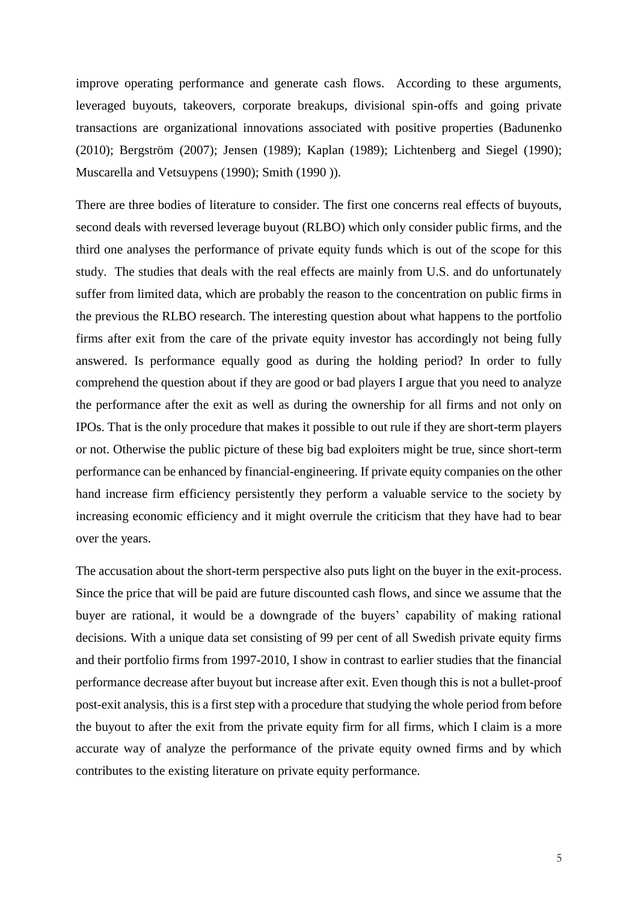improve operating performance and generate cash flows. According to these arguments, leveraged buyouts, takeovers, corporate breakups, divisional spin-offs and going private transactions are organizational innovations associated with positive properties (Badunenko (2010); Bergström (2007); Jensen (1989); Kaplan (1989); Lichtenberg and Siegel (1990); Muscarella and Vetsuypens (1990); Smith (1990 )).

There are three bodies of literature to consider. The first one concerns real effects of buyouts, second deals with reversed leverage buyout (RLBO) which only consider public firms, and the third one analyses the performance of private equity funds which is out of the scope for this study. The studies that deals with the real effects are mainly from U.S. and do unfortunately suffer from limited data, which are probably the reason to the concentration on public firms in the previous the RLBO research. The interesting question about what happens to the portfolio firms after exit from the care of the private equity investor has accordingly not being fully answered. Is performance equally good as during the holding period? In order to fully comprehend the question about if they are good or bad players I argue that you need to analyze the performance after the exit as well as during the ownership for all firms and not only on IPOs. That is the only procedure that makes it possible to out rule if they are short-term players or not. Otherwise the public picture of these big bad exploiters might be true, since short-term performance can be enhanced by financial-engineering. If private equity companies on the other hand increase firm efficiency persistently they perform a valuable service to the society by increasing economic efficiency and it might overrule the criticism that they have had to bear over the years.

The accusation about the short-term perspective also puts light on the buyer in the exit-process. Since the price that will be paid are future discounted cash flows, and since we assume that the buyer are rational, it would be a downgrade of the buyers' capability of making rational decisions. With a unique data set consisting of 99 per cent of all Swedish private equity firms and their portfolio firms from 1997-2010, I show in contrast to earlier studies that the financial performance decrease after buyout but increase after exit. Even though this is not a bullet-proof post-exit analysis, this is a first step with a procedure that studying the whole period from before the buyout to after the exit from the private equity firm for all firms, which I claim is a more accurate way of analyze the performance of the private equity owned firms and by which contributes to the existing literature on private equity performance.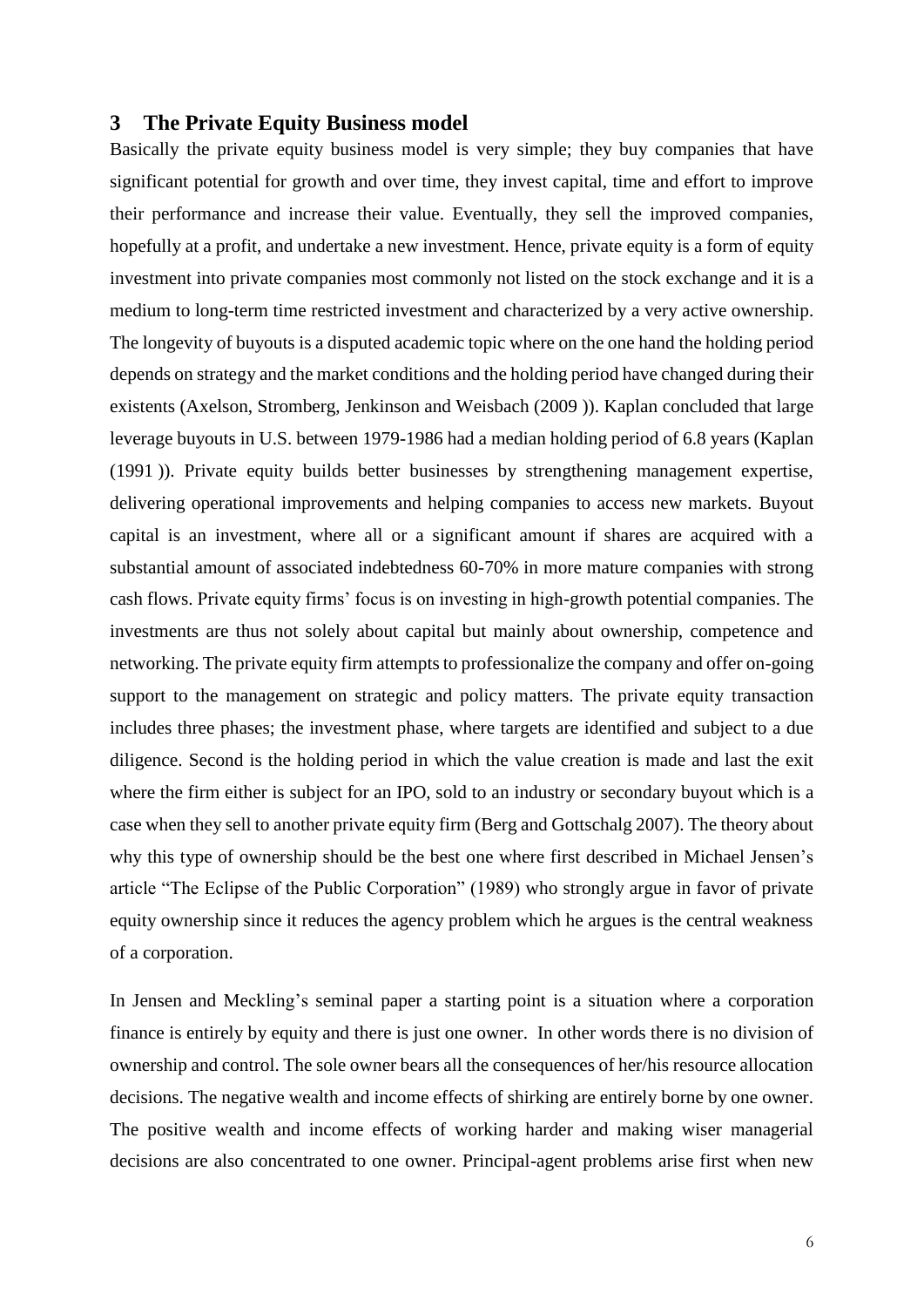## 3 The Private Equity Business model

Basically the private equity business model is very simple; they buy companies that have significant potential for growth and over time, they invest capital, time and effort to improve their performance and increase their value. Eventually, they sell the improved companies, hopefully at a profit, and undertake a new investment. Hence, private equity is a form of equity investment into private companies most commonly not listed on the stock exchange and it is a medium to long-term time restricted investment and characterized by a very active ownership. The longevity of buyouts is a disputed academic topic where on the one hand the holding period depends on strategy and the market conditions and the holding period have changed during their existents (Axelson, Stromberg, Jenkinson and Weisbach (2009 )). Kaplan concluded that large leverage buyouts in U.S. between 1979-1986 had a median holding period of 6.8 years (Kaplan (1991 )). Private equity builds better businesses by strengthening management expertise, delivering operational improvements and helping companies to access new markets. Buyout capital is an investment, where all or a significant amount if shares are acquired with a substantial amount of associated indebtedness 60-70% in more mature companies with strong cash flows. Private equity firms' focus is on investing in high-growth potential companies. The investments are thus not solely about capital but mainly about ownership, competence and networking. The private equity firm attempts to professionalize the company and offer on-going support to the management on strategic and policy matters. The private equity transaction includes three phases; the investment phase, where targets are identified and subject to a due diligence. Second is the holding period in which the value creation is made and last the exit where the firm either is subject for an IPO, sold to an industry or secondary buyout which is a case when they sell to another private equity firm (Berg and Gottschalg 2007). The theory about why this type of ownership should be the best one where first described in Michael Jensen's article "The Eclipse of the Public Corporation" (1989) who strongly argue in favor of private equity ownership since it reduces the agency problem which he argues is the central weakness of a corporation.

In Jensen and Meckling's seminal paper a starting point is a situation where a corporation finance is entirely by equity and there is just one owner. In other words there is no division of ownership and control. The sole owner bears all the consequences of her/his resource allocation decisions. The negative wealth and income effects of shirking are entirely borne by one owner. The positive wealth and income effects of working harder and making wiser managerial decisions are also concentrated to one owner. Principal-agent problems arise first when new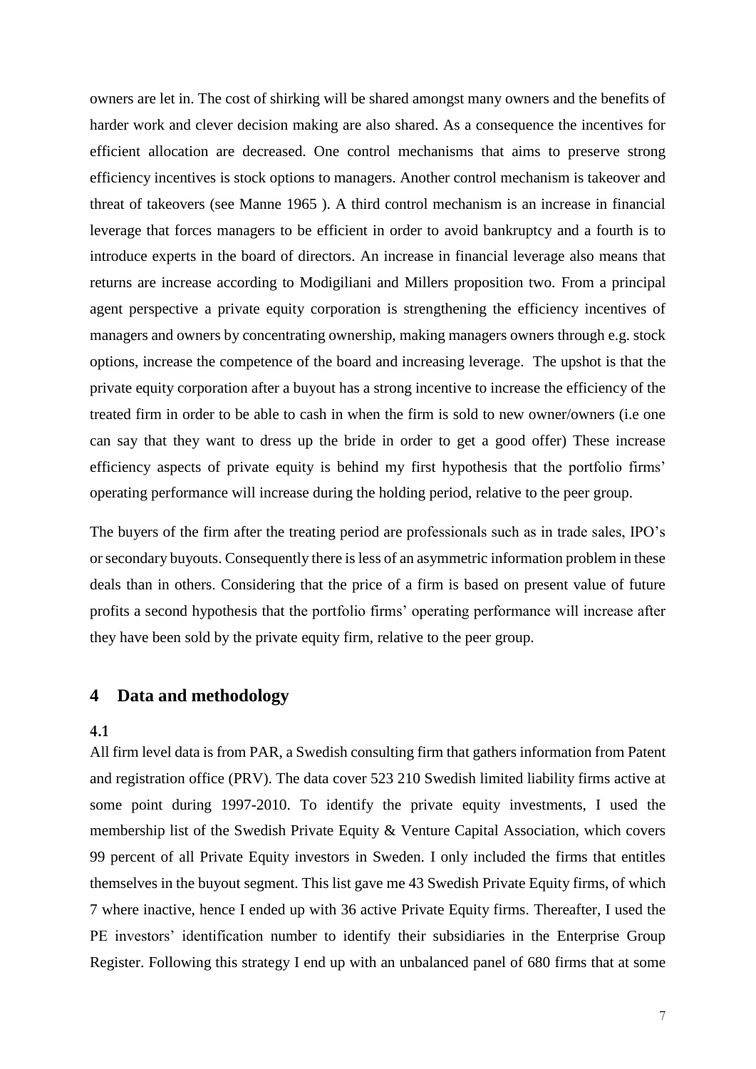owners are let in. The cost of shirking will be shared amongst many owners and the benefits of harder work and clever decision making are also shared. As a consequence the incentives for efficient allocation are decreased. One control mechanisms that aims to preserve strong efficiency incentives is stock options to managers. Another control mechanism is takeover and threat of takeovers (see Manne 1965 ). A third control mechanism is an increase in financial leverage that forces managers to be efficient in order to avoid bankruptcy and a fourth is to introduce experts in the board of directors. An increase in financial leverage also means that returns are increase according to Modigiliani and Millers proposition two. From a principal agent perspective a private equity corporation is strengthening the efficiency incentives of managers and owners by concentrating ownership, making managers owners through e.g. stock options, increase the competence of the board and increasing leverage. The upshot is that the private equity corporation after a buyout has a strong incentive to increase the efficiency of the treated firm in order to be able to cash in when the firm is sold to new owner/owners (i.e one can say that they want to dress up the bride in order to get a good offer) These increase efficiency aspects of private equity is behind my first hypothesis that the portfolio firms' operating performance will increase during the holding period, relative to the peer group.

The buyers of the firm after the treating period are professionals such as in trade sales, IPO's or secondary buyouts. Consequently there is less of an asymmetric information problem in these deals than in others. Considering that the price of a firm is based on present value of future profits a second hypothesis that the portfolio firms' operating performance will increase after they have been sold by the private equity firm, relative to the peer group.

## 4 Data and methodology

### 4.1

All firm level data is from PAR, a Swedish consulting firm that gathers information from Patent and registration office (PRV). The data cover 523 210 Swedish limited liability firms active at some point during 1997-2010. To identify the private equity investments, I used the membership list of the Swedish Private Equity & Venture Capital Association, which covers 99 percent of all Private Equity investors in Sweden. I only included the firms that entitles themselves in the buyout segment. This list gave me 43 Swedish Private Equity firms, of which 7 where inactive, hence I ended up with 36 active Private Equity firms. Thereafter, I used the PE investors' identification number to identify their subsidiaries in the Enterprise Group Register. Following this strategy I end up with an unbalanced panel of 680 firms that at some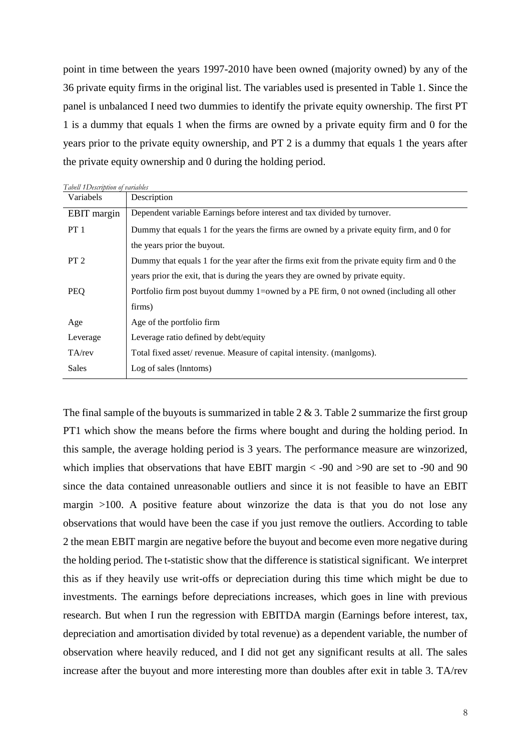point in time between the years 1997-2010 have been owned (majority owned) by any of the 36 private equity firms in the original list. The variables used is presented in Table 1. Since the panel is unbalanced I need two dummies to identify the private equity ownership. The first PT 1 is a dummy that equals 1 when the firms are owned by a private equity firm and 0 for the years prior to the private equity ownership, and PT 2 is a dummy that equals 1 the years after the private equity ownership and 0 during the holding period.

*Tabell 1Description of variables*

| Variabels | Description |
|---|---|
| EBIT margin | Dependent variable Earnings before interest and tax divided by turnover. |
| PT 1 | Dummy that equals 1 for the years the firms are owned by a private equity firm, and 0 for the years prior the buyout. |
| PT 2 | Dummy that equals 1 for the year after the firms exit from the private equity firm and 0 the years prior the exit, that is during the years they are owned by private equity. |
| PEQ | Portfolio firm post buyout dummy 1=owned by a PE firm, 0 not owned (including all other firms) |
| Age | Age of the portfolio firm |
| Leverage | Leverage ratio defined by debt/equity |
| TA/rev | Total fixed asset/ revenue. Measure of capital intensity. (manlgoms). |
| Sales | Log of sales (lnntoms) |

The final sample of the buyouts is summarized in table 2 & 3. Table 2 summarize the first group PT1 which show the means before the firms where bought and during the holding period. In this sample, the average holding period is 3 years. The performance measure are winzorized, which implies that observations that have EBIT margin < -90 and >90 are set to -90 and 90 since the data contained unreasonable outliers and since it is not feasible to have an EBIT margin >100. A positive feature about winzorize the data is that you do not lose any observations that would have been the case if you just remove the outliers. According to table 2 the mean EBIT margin are negative before the buyout and become even more negative during the holding period. The t-statistic show that the difference is statistical significant. We interpret this as if they heavily use writ-offs or depreciation during this time which might be due to investments. The earnings before depreciations increases, which goes in line with previous research. But when I run the regression with EBITDA margin (Earnings before interest, tax, depreciation and amortisation divided by total revenue) as a dependent variable, the number of observation where heavily reduced, and I did not get any significant results at all. The sales increase after the buyout and more interesting more than doubles after exit in table 3. TA/rev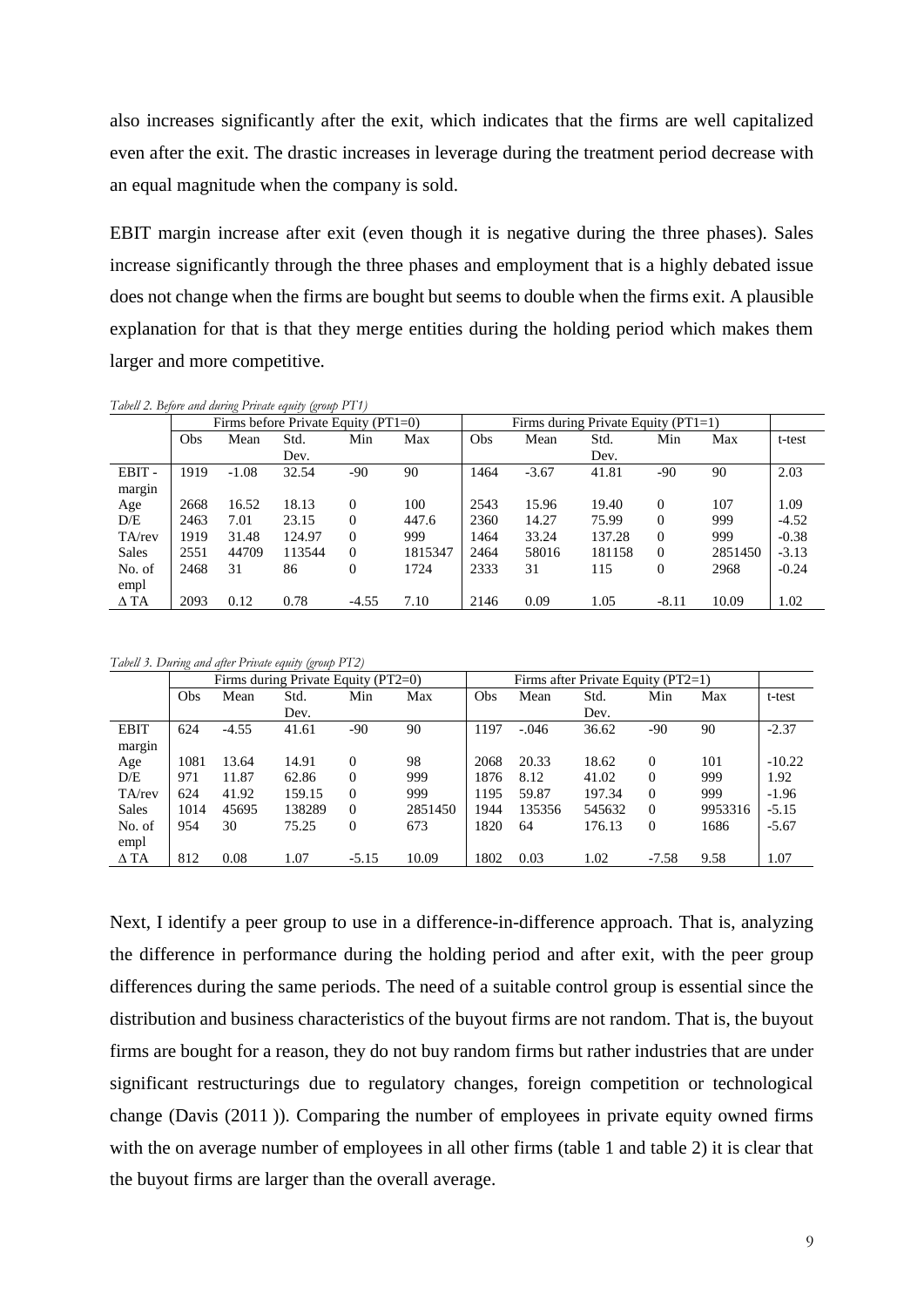also increases significantly after the exit, which indicates that the firms are well capitalized even after the exit. The drastic increases in leverage during the treatment period decrease with an equal magnitude when the company is sold.

EBIT margin increase after exit (even though it is negative during the three phases). Sales increase significantly through the three phases and employment that is a highly debated issue does not change when the firms are bought but seems to double when the firms exit. A plausible explanation for that is that they merge entities during the holding period which makes them larger and more competitive.

*Tabell 2. Before and during Private equity (group PT1)*

| | Firms before Private Equity (PT1=0) | | | | | Firms during Private Equity (PT1=1) | | | | | |
|---|---|---|---|---|---|---|---|---|---|---|---|
| | Obs | Mean | Std. Dev. | Min | Max | Obs | Mean | Std. Dev. | Min | Max | t-test |
| EBIT - margin | 1919 | -1.08 | 32.54 | -90 | 90 | 1464 | -3.67 | 41.81 | -90 | 90 | 2.03 |
| Age | 2668 | 16.52 | 18.13 | 0 | 100 | 2543 | 15.96 | 19.40 | 0 | 107 | 1.09 |
| D/E | 2463 | 7.01 | 23.15 | 0 | 447.6 | 2360 | 14.27 | 75.99 | 0 | 999 | -4.52 |
| TA/rev | 1919 | 31.48 | 124.97 | 0 | 999 | 1464 | 33.24 | 137.28 | 0 | 999 | -0.38 |
| Sales | 2551 | 44709 | 113544 | 0 | 1815347 | 2464 | 58016 | 181158 | 0 | 2851450 | -3.13 |
| No. of empl | 2468 | 31 | 86 | 0 | 1724 | 2333 | 31 | 115 | 0 | 2968 | -0.24 |
| Δ TA | 2093 | 0.12 | 0.78 | -4.55 | 7.10 | 2146 | 0.09 | 1.05 | -8.11 | 10.09 | 1.02 |

*Tabell 3. During and after Private equity (group PT2)*

| | Firms during Private Equity (PT2=0) | | | | | Firms after Private Equity (PT2=1) | | | | | |
|---|---|---|---|---|---|---|---|---|---|---|---|
| | Obs | Mean | Std. Dev. | Min | Max | Obs | Mean | Std. Dev. | Min | Max | t-test |
| EBIT margin | 624 | -4.55 | 41.61 | -90 | 90 | 1197 | -.046 | 36.62 | -90 | 90 | -2.37 |
| Age | 1081 | 13.64 | 14.91 | 0 | 98 | 2068 | 20.33 | 18.62 | 0 | 101 | -10.22 |
| D/E | 971 | 11.87 | 62.86 | 0 | 999 | 1876 | 8.12 | 41.02 | 0 | 999 | 1.92 |
| TA/rev | 624 | 41.92 | 159.15 | 0 | 999 | 1195 | 59.87 | 197.34 | 0 | 999 | -1.96 |
| Sales | 1014 | 45695 | 138289 | 0 | 2851450 | 1944 | 135356 | 545632 | 0 | 9953316 | -5.15 |
| No. of empl | 954 | 30 | 75.25 | 0 | 673 | 1820 | 64 | 176.13 | 0 | 1686 | -5.67 |
| Δ TA | 812 | 0.08 | 1.07 | -5.15 | 10.09 | 1802 | 0.03 | 1.02 | -7.58 | 9.58 | 1.07 |

Next, I identify a peer group to use in a difference-in-difference approach. That is, analyzing the difference in performance during the holding period and after exit, with the peer group differences during the same periods. The need of a suitable control group is essential since the distribution and business characteristics of the buyout firms are not random. That is, the buyout firms are bought for a reason, they do not buy random firms but rather industries that are under significant restructurings due to regulatory changes, foreign competition or technological change (Davis (2011 )). Comparing the number of employees in private equity owned firms with the on average number of employees in all other firms (table 1 and table 2) it is clear that the buyout firms are larger than the overall average.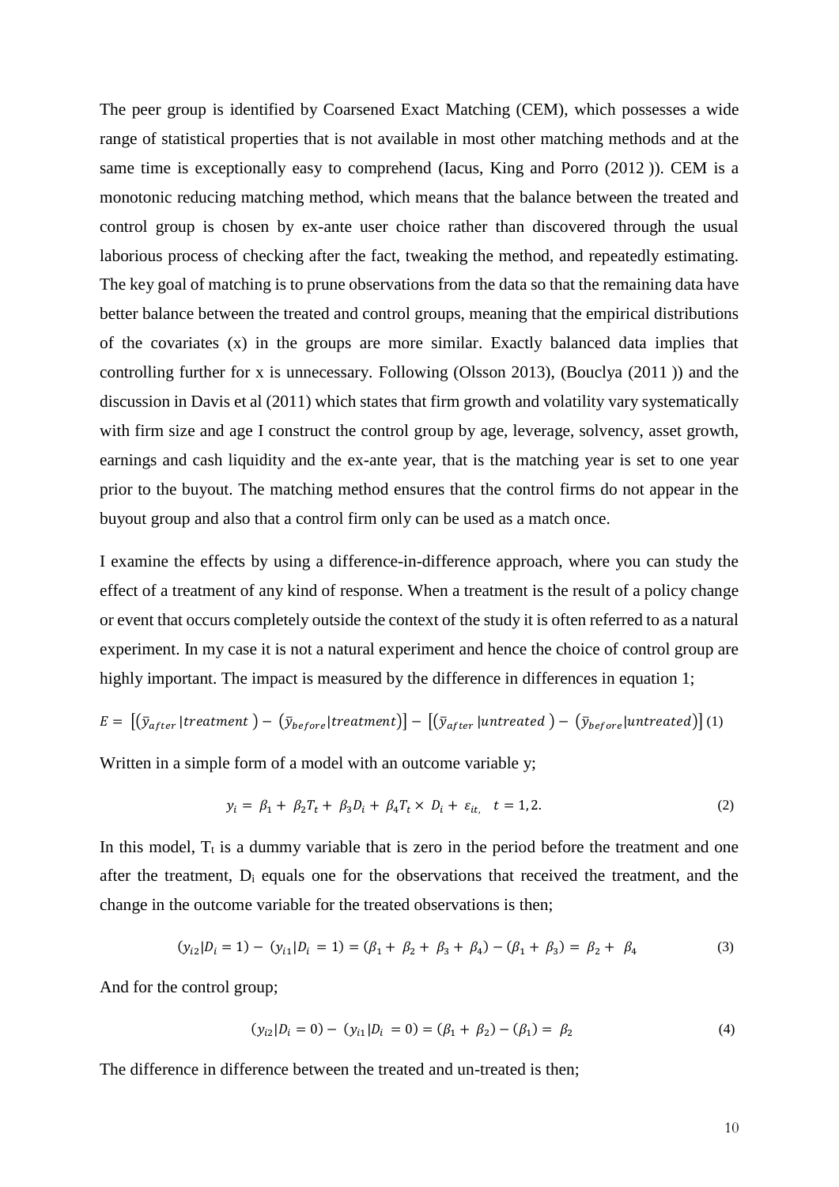The peer group is identified by Coarsened Exact Matching (CEM), which possesses a wide range of statistical properties that is not available in most other matching methods and at the same time is exceptionally easy to comprehend (Iacus, King and Porro (2012 )). CEM is a monotonic reducing matching method, which means that the balance between the treated and control group is chosen by ex-ante user choice rather than discovered through the usual laborious process of checking after the fact, tweaking the method, and repeatedly estimating. The key goal of matching is to prune observations from the data so that the remaining data have better balance between the treated and control groups, meaning that the empirical distributions of the covariates (x) in the groups are more similar. Exactly balanced data implies that controlling further for x is unnecessary. Following (Olsson 2013), (Bouclya (2011 )) and the discussion in Davis et al (2011) which states that firm growth and volatility vary systematically with firm size and age I construct the control group by age, leverage, solvency, asset growth, earnings and cash liquidity and the ex-ante year, that is the matching year is set to one year prior to the buyout. The matching method ensures that the control firms do not appear in the buyout group and also that a control firm only can be used as a match once.

I examine the effects by using a difference-in-difference approach, where you can study the effect of a treatment of any kind of response. When a treatment is the result of a policy change or event that occurs completely outside the context of the study it is often referred to as a natural experiment. In my case it is not a natural experiment and hence the choice of control group are highly important. The impact is measured by the difference in differences in equation 1;

$$E = \left[(\bar{y}_{after}|treatment) - (\bar{y}_{before}|treatment)\right] - \left[(\bar{y}_{after}|untreated) - (\bar{y}_{before}|untreated)\right] \quad (1)$$

Written in a simple form of a model with an outcome variable y;

$$y_i = \beta_1 + \beta_2 T_t + \beta_3 D_i + \beta_4 T_t \times D_i + \varepsilon_{it}, \quad t = 1, 2. \quad (2)$$

In this model, $T_t$ is a dummy variable that is zero in the period before the treatment and one after the treatment, $D_i$ equals one for the observations that received the treatment, and the change in the outcome variable for the treated observations is then;

$$(y_{i2}|D_i = 1) - (y_{i1}|D_i = 1) = (\beta_1 + \beta_2 + \beta_3 + \beta_4) - (\beta_1 + \beta_3) = \beta_2 + \beta_4 \quad (3)$$

And for the control group;

$$(y_{i2}|D_i = 0) - (y_{i1}|D_i = 0) = (\beta_1 + \beta_2) - (\beta_1) = \beta_2 \quad (4)$$

The difference in difference between the treated and un-treated is then;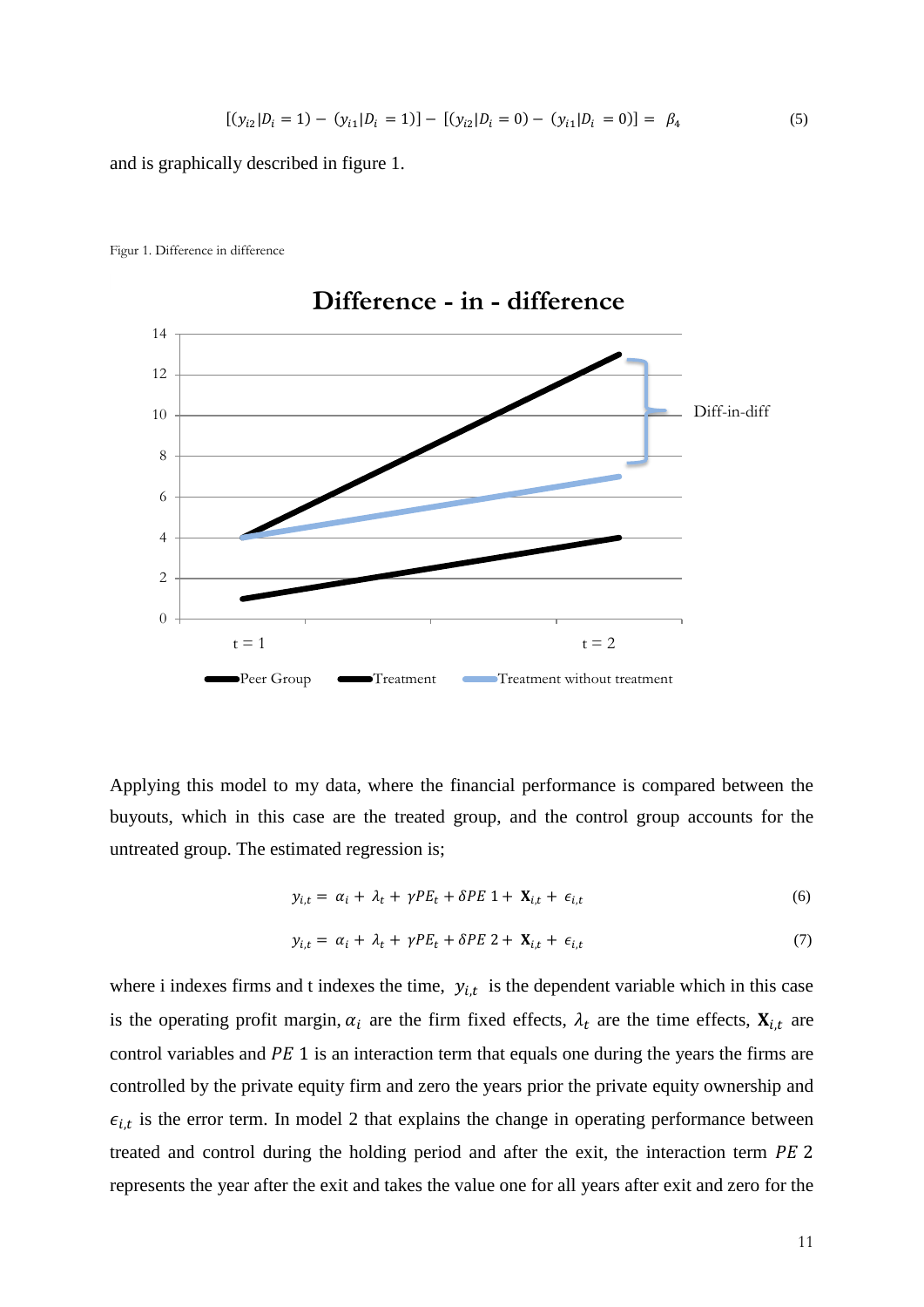$$[(y_{i2}|D_i = 1) - (y_{i1}|D_i = 1)] - [(y_{i2}|D_i = 0) - (y_{i1}|D_i = 0)] = \beta_4 \quad (5)$$

and is graphically described in figure 1.

Figur 1. Difference in difference

Applying this model to my data, where the financial performance is compared between the buyouts, which in this case are the treated group, and the control group accounts for the untreated group. The estimated regression is;

$$y_{i,t} = \alpha_i + \lambda_t + \gamma PE_t + \delta PE\ 1 + \mathbf{X}_{i,t} + \epsilon_{i,t} \quad (6)$$

$$y_{i,t} = \alpha_i + \lambda_t + \gamma PE_t + \delta PE\ 2 + \mathbf{X}_{i,t} + \epsilon_{i,t} \quad (7)$$

where i indexes firms and t indexes the time, $y_{i,t}$ is the dependent variable which in this case is the operating profit margin, $\alpha_i$ are the firm fixed effects, $\lambda_t$ are the time effects, $\mathbf{X}_{i,t}$ are control variables and $PE\ 1$ is an interaction term that equals one during the years the firms are controlled by the private equity firm and zero the years prior the private equity ownership and $\epsilon_{i,t}$ is the error term. In model 2 that explains the change in operating performance between treated and control during the holding period and after the exit, the interaction term $PE\ 2$ represents the year after the exit and takes the value one for all years after exit and zero for the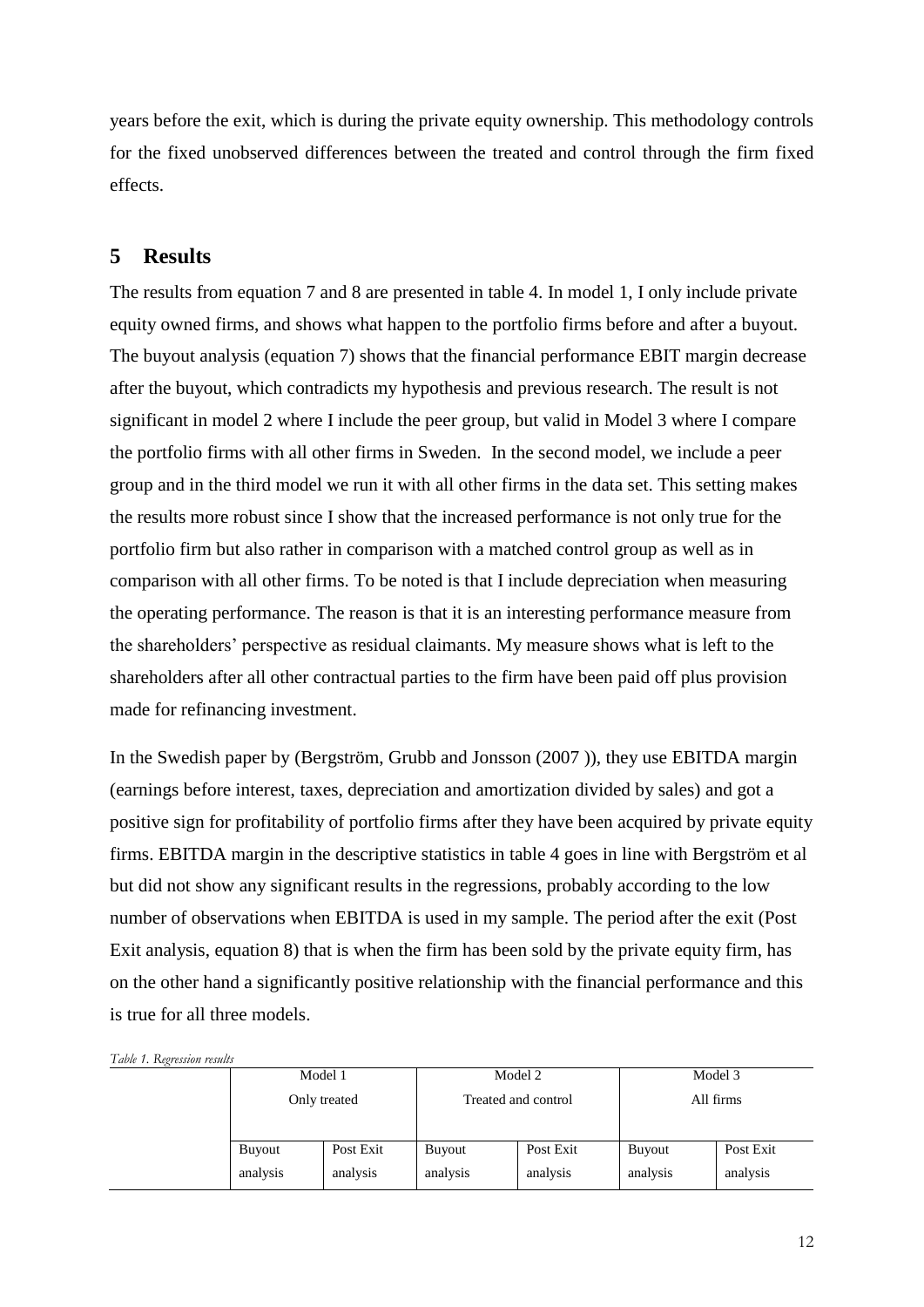years before the exit, which is during the private equity ownership. This methodology controls for the fixed unobserved differences between the treated and control through the firm fixed effects.

## 5 Results

The results from equation 7 and 8 are presented in table 4. In model 1, I only include private equity owned firms, and shows what happen to the portfolio firms before and after a buyout. The buyout analysis (equation 7) shows that the financial performance EBIT margin decrease after the buyout, which contradicts my hypothesis and previous research. The result is not significant in model 2 where I include the peer group, but valid in Model 3 where I compare the portfolio firms with all other firms in Sweden. In the second model, we include a peer group and in the third model we run it with all other firms in the data set. This setting makes the results more robust since I show that the increased performance is not only true for the portfolio firm but also rather in comparison with a matched control group as well as in comparison with all other firms. To be noted is that I include depreciation when measuring the operating performance. The reason is that it is an interesting performance measure from the shareholders' perspective as residual claimants. My measure shows what is left to the shareholders after all other contractual parties to the firm have been paid off plus provision made for refinancing investment.

In the Swedish paper by (Bergström, Grubb and Jonsson (2007 )), they use EBITDA margin (earnings before interest, taxes, depreciation and amortization divided by sales) and got a positive sign for profitability of portfolio firms after they have been acquired by private equity firms. EBITDA margin in the descriptive statistics in table 4 goes in line with Bergström et al but did not show any significant results in the regressions, probably according to the low number of observations when EBITDA is used in my sample. The period after the exit (Post Exit analysis, equation 8) that is when the firm has been sold by the private equity firm, has on the other hand a significantly positive relationship with the financial performance and this is true for all three models.

*Table 1. Regression results*

| | Model 1 Only treated | | Model 2 Treated and control | | Model 3 All firms | |
|---|---|---|---|---|---|---|
| | Buyout analysis | Post Exit analysis | Buyout analysis | Post Exit analysis | Buyout analysis | Post Exit analysis |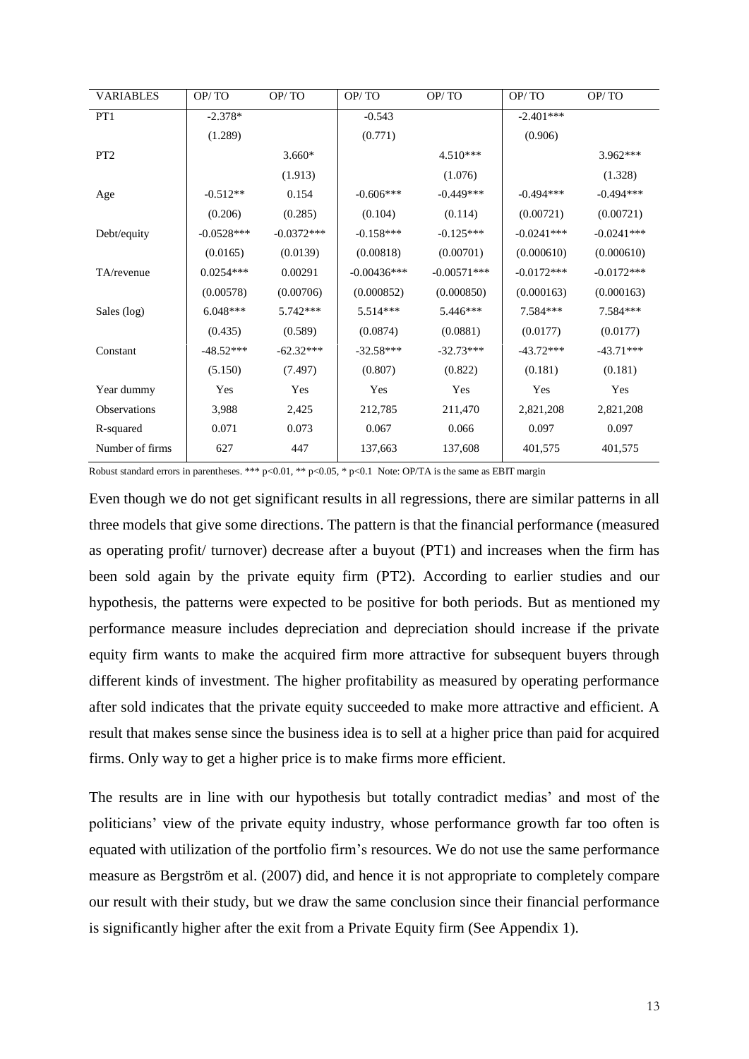| VARIABLES | OP/ TO | OP/ TO | OP/ TO | OP/ TO | OP/ TO | OP/ TO |
|---|---|---|---|---|---|---|
| PT1 | -2.378* | | -0.543 | | -2.401*** | |
| | (1.289) | | (0.771) | | (0.906) | |
| PT2 | | 3.660* | | 4.510*** | | 3.962*** |
| | | (1.913) | | (1.076) | | (1.328) |
| Age | -0.512** | 0.154 | -0.606*** | -0.449*** | -0.494*** | -0.494*** |
| | (0.206) | (0.285) | (0.104) | (0.114) | (0.00721) | (0.00721) |
| Debt/equity | -0.0528*** | -0.0372*** | -0.158*** | -0.125*** | -0.0241*** | -0.0241*** |
| | (0.0165) | (0.0139) | (0.00818) | (0.00701) | (0.000610) | (0.000610) |
| TA/revenue | 0.0254*** | 0.00291 | -0.00436*** | -0.00571*** | -0.0172*** | -0.0172*** |
| | (0.00578) | (0.00706) | (0.000852) | (0.000850) | (0.000163) | (0.000163) |
| Sales (log) | 6.048*** | 5.742*** | 5.514*** | 5.446*** | 7.584*** | 7.584*** |
| | (0.435) | (0.589) | (0.0874) | (0.0881) | (0.0177) | (0.0177) |
| Constant | -48.52*** | -62.32*** | -32.58*** | -32.73*** | -43.72*** | -43.71*** |
| | (5.150) | (7.497) | (0.807) | (0.822) | (0.181) | (0.181) |
| Year dummy | Yes | Yes | Yes | Yes | Yes | Yes |
| Observations | 3,988 | 2,425 | 212,785 | 211,470 | 2,821,208 | 2,821,208 |
| R-squared | 0.071 | 0.073 | 0.067 | 0.066 | 0.097 | 0.097 |
| Number of firms | 627 | 447 | 137,663 | 137,608 | 401,575 | 401,575 |

Robust standard errors in parentheses. *** p<0.01, ** p<0.05, * p<0.1 Note: OP/TA is the same as EBIT margin

Even though we do not get significant results in all regressions, there are similar patterns in all three models that give some directions. The pattern is that the financial performance (measured as operating profit/ turnover) decrease after a buyout (PT1) and increases when the firm has been sold again by the private equity firm (PT2). According to earlier studies and our hypothesis, the patterns were expected to be positive for both periods. But as mentioned my performance measure includes depreciation and depreciation should increase if the private equity firm wants to make the acquired firm more attractive for subsequent buyers through different kinds of investment. The higher profitability as measured by operating performance after sold indicates that the private equity succeeded to make more attractive and efficient. A result that makes sense since the business idea is to sell at a higher price than paid for acquired firms. Only way to get a higher price is to make firms more efficient.

The results are in line with our hypothesis but totally contradict medias' and most of the politicians' view of the private equity industry, whose performance growth far too often is equated with utilization of the portfolio firm's resources. We do not use the same performance measure as Bergström et al. (2007) did, and hence it is not appropriate to completely compare our result with their study, but we draw the same conclusion since their financial performance is significantly higher after the exit from a Private Equity firm (See Appendix 1).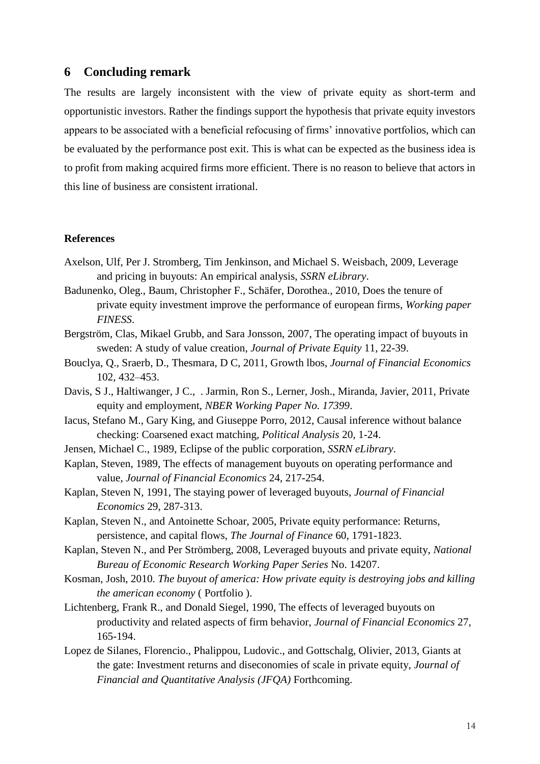## 6 Concluding remark

The results are largely inconsistent with the view of private equity as short-term and opportunistic investors. Rather the findings support the hypothesis that private equity investors appears to be associated with a beneficial refocusing of firms' innovative portfolios, which can be evaluated by the performance post exit. This is what can be expected as the business idea is to profit from making acquired firms more efficient. There is no reason to believe that actors in this line of business are consistent irrational.

**References**

Axelson, Ulf, Per J. Stromberg, Tim Jenkinson, and Michael S. Weisbach, 2009, Leverage and pricing in buyouts: An empirical analysis, *SSRN eLibrary*.

Badunenko, Oleg., Baum, Christopher F., Schäfer, Dorothea., 2010, Does the tenure of private equity investment improve the performance of european firms, *Working paper FINESS*.

Bergström, Clas, Mikael Grubb, and Sara Jonsson, 2007, The operating impact of buyouts in sweden: A study of value creation, *Journal of Private Equity* 11, 22-39.

Bouclya, Q., Sraerb, D., Thesmara, D C, 2011, Growth lbos, *Journal of Financial Economics* 102, 432–453.

Davis, S J., Haltiwanger, J C., . Jarmin, Ron S., Lerner, Josh., Miranda, Javier, 2011, Private equity and employment, *NBER Working Paper No. 17399*.

Iacus, Stefano M., Gary King, and Giuseppe Porro, 2012, Causal inference without balance checking: Coarsened exact matching, *Political Analysis* 20, 1-24.

Jensen, Michael C., 1989, Eclipse of the public corporation, *SSRN eLibrary*.

Kaplan, Steven, 1989, The effects of management buyouts on operating performance and value, *Journal of Financial Economics* 24, 217-254.

Kaplan, Steven N, 1991, The staying power of leveraged buyouts, *Journal of Financial Economics* 29, 287-313.

Kaplan, Steven N., and Antoinette Schoar, 2005, Private equity performance: Returns, persistence, and capital flows, *The Journal of Finance* 60, 1791-1823.

Kaplan, Steven N., and Per Strömberg, 2008, Leveraged buyouts and private equity, *National Bureau of Economic Research Working Paper Series* No. 14207.

Kosman, Josh, 2010. *The buyout of america: How private equity is destroying jobs and killing the american economy* ( Portfolio ).

Lichtenberg, Frank R., and Donald Siegel, 1990, The effects of leveraged buyouts on productivity and related aspects of firm behavior, *Journal of Financial Economics* 27, 165-194.

Lopez de Silanes, Florencio., Phalippou, Ludovic., and Gottschalg, Olivier, 2013, Giants at the gate: Investment returns and diseconomies of scale in private equity, *Journal of Financial and Quantitative Analysis (JFQA)* Forthcoming.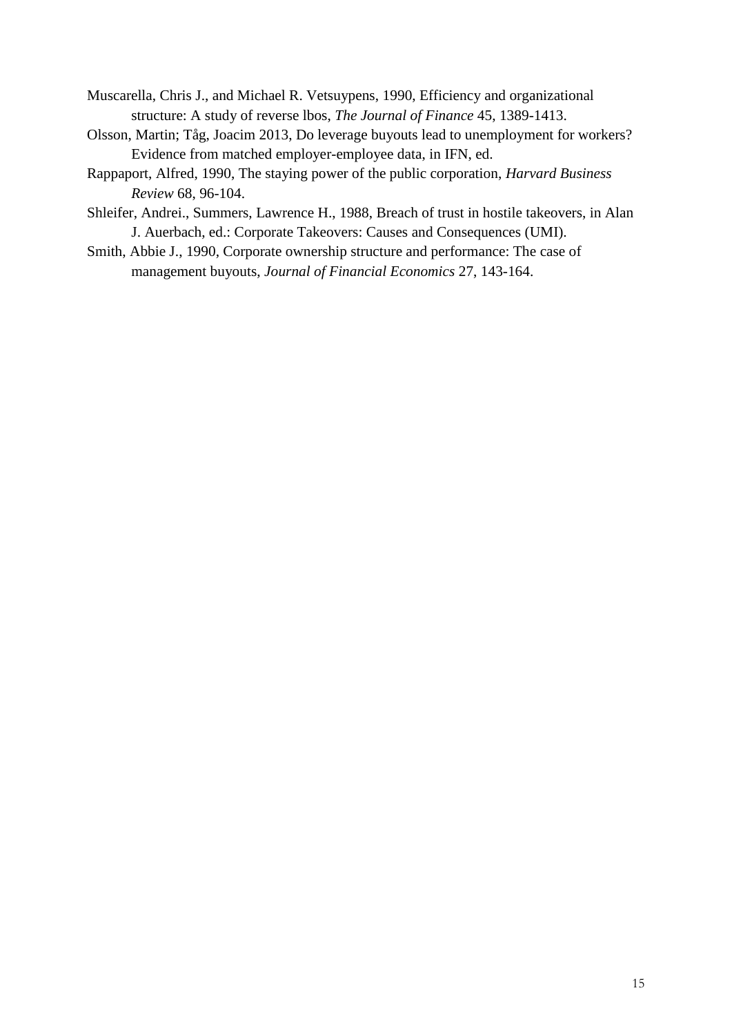Muscarella, Chris J., and Michael R. Vetsuypens, 1990, Efficiency and organizational structure: A study of reverse lbos, *The Journal of Finance* 45, 1389-1413.

Olsson, Martin; Tåg, Joacim 2013, Do leverage buyouts lead to unemployment for workers? Evidence from matched employer-employee data, in IFN, ed.

Rappaport, Alfred, 1990, The staying power of the public corporation, *Harvard Business Review* 68, 96-104.

Shleifer, Andrei., Summers, Lawrence H., 1988, Breach of trust in hostile takeovers, in Alan J. Auerbach, ed.: Corporate Takeovers: Causes and Consequences (UMI).

Smith, Abbie J., 1990, Corporate ownership structure and performance: The case of management buyouts, *Journal of Financial Economics* 27, 143-164.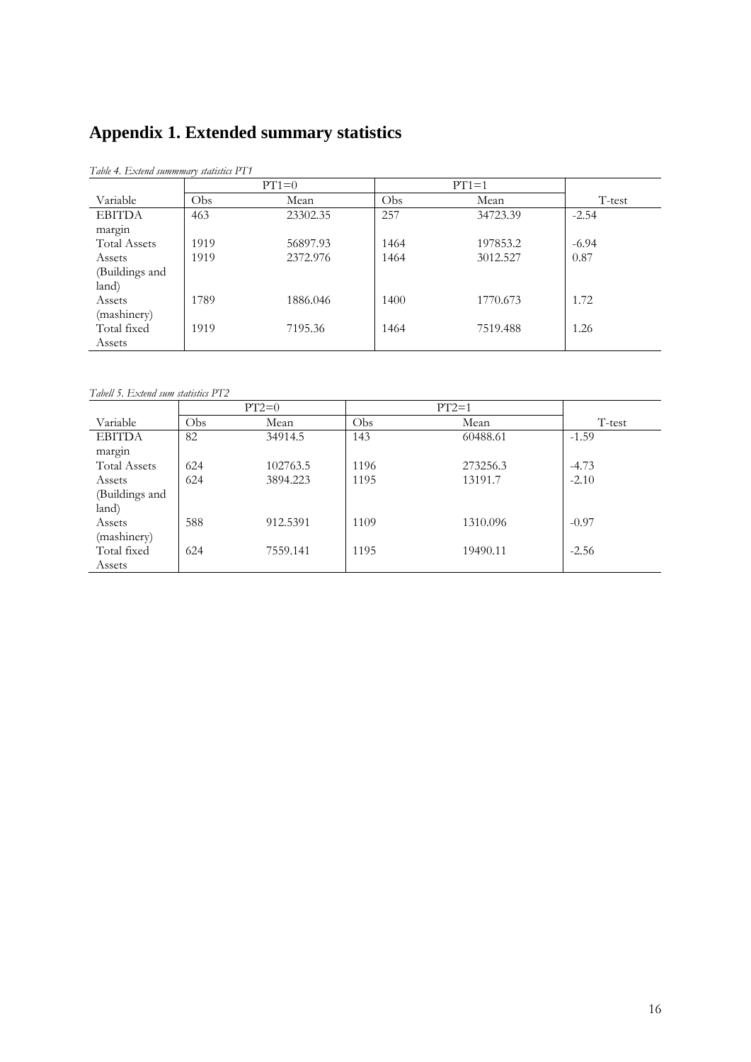# Appendix 1. Extended summary statistics

*Table 4. Extend summmary statistics PT1*

| | PT1=0 | | PT1=1 | | |
|---|---|---|---|---|---|
| Variable | Obs | Mean | Obs | Mean | T-test |
| EBITDA margin | 463 | 23302.35 | 257 | 34723.39 | -2.54 |
| Total Assets | 1919 | 56897.93 | 1464 | 197853.2 | -6.94 |
| Assets (Buildings and land) | 1919 | 2372.976 | 1464 | 3012.527 | 0.87 |
| Assets (mashinery) | 1789 | 1886.046 | 1400 | 1770.673 | 1.72 |
| Total fixed Assets | 1919 | 7195.36 | 1464 | 7519.488 | 1.26 |

*Tabell 5. Extend sum statistics PT2*

| | PT2=0 | | PT2=1 | | |
|---|---|---|---|---|---|
| Variable | Obs | Mean | Obs | Mean | T-test |
| EBITDA margin | 82 | 34914.5 | 143 | 60488.61 | -1.59 |
| Total Assets | 624 | 102763.5 | 1196 | 273256.3 | -4.73 |
| Assets (Buildings and land) | 624 | 3894.223 | 1195 | 13191.7 | -2.10 |
| Assets (mashinery) | 588 | 912.5391 | 1109 | 1310.096 | -0.97 |
| Total fixed Assets | 624 | 7559.141 | 1195 | 19490.11 | -2.56 |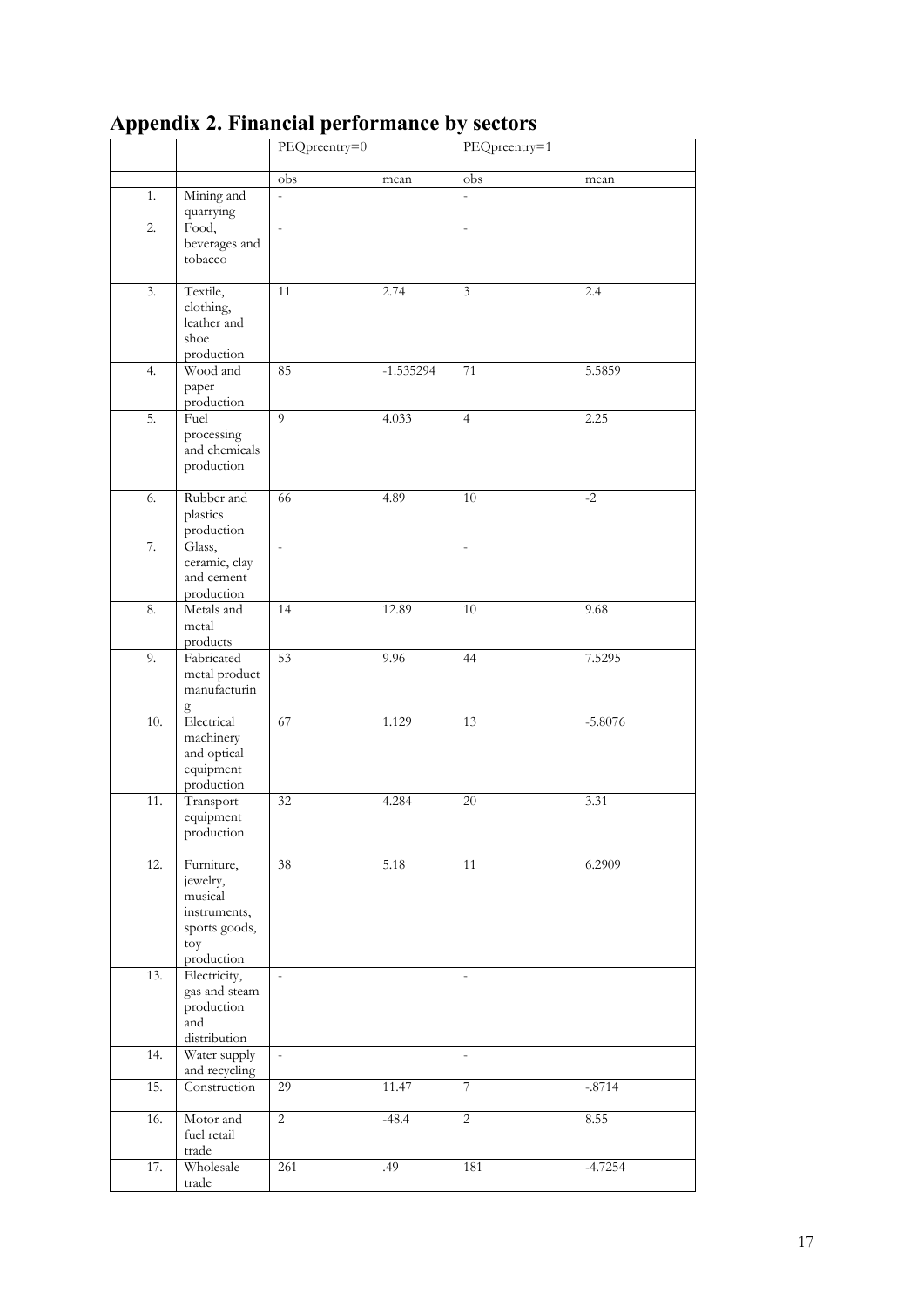# Appendix 2. Financial performance by sectors

| | | PEQpreentry=0 | | PEQpreentry=1 | |
|---|---|---|---|---|---|
| | | obs | mean | obs | mean |
| 1. | Mining and quarrying | - | | - | |
| 2. | Food, beverages and tobacco | - | | - | |
| 3. | Textile, clothing, leather and shoe production | 11 | 2.74 | 3 | 2.4 |
| 4. | Wood and paper production | 85 | -1.535294 | 71 | 5.5859 |
| 5. | Fuel processing and chemicals production | 9 | 4.033 | 4 | 2.25 |
| 6. | Rubber and plastics production | 66 | 4.89 | 10 | -2 |
| 7. | Glass, ceramic, clay and cement production | - | | - | |
| 8. | Metals and metal products | 14 | 12.89 | 10 | 9.68 |
| 9. | Fabricated metal product manufacturing | 53 | 9.96 | 44 | 7.5295 |
| 10. | Electrical machinery and optical equipment production | 67 | 1.129 | 13 | -5.8076 |
| 11. | Transport equipment production | 32 | 4.284 | 20 | 3.31 |
| 12. | Furniture, jewelry, musical instruments, sports goods, toy production | 38 | 5.18 | 11 | 6.2909 |
| 13. | Electricity, gas and steam production and distribution | - | | - | |
| 14. | Water supply and recycling | - | | - | |
| 15. | Construction | 29 | 11.47 | 7 | -.8714 |
| 16. | Motor and fuel retail trade | 2 | -48.4 | 2 | 8.55 |
| 17. | Wholesale trade | 261 | .49 | 181 | -4.7254 |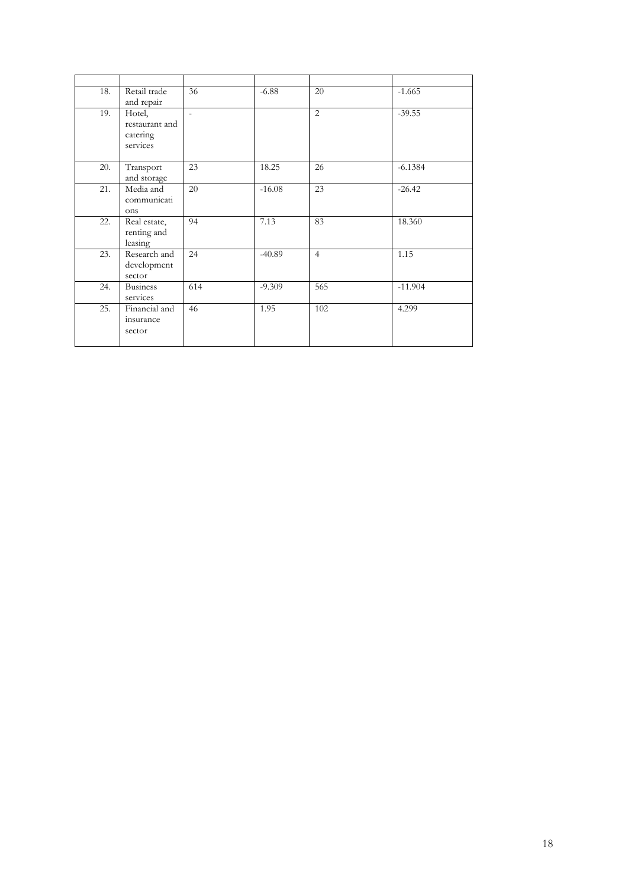| | | | | | |
|---|---|---|---|---|---|
| 18. | Retail trade and repair | 36 | -6.88 | 20 | -1.665 |
| 19. | Hotel, restaurant and catering services | - | | 2 | -39.55 |
| 20. | Transport and storage | 23 | 18.25 | 26 | -6.1384 |
| 21. | Media and communications | 20 | -16.08 | 23 | -26.42 |
| 22. | Real estate, renting and leasing | 94 | 7.13 | 83 | 18.360 |
| 23. | Research and development sector | 24 | -40.89 | 4 | 1.15 |
| 24. | Business services | 614 | -9.309 | 565 | -11.904 |
| 25. | Financial and insurance sector | 46 | 1.95 | 102 | 4.299 |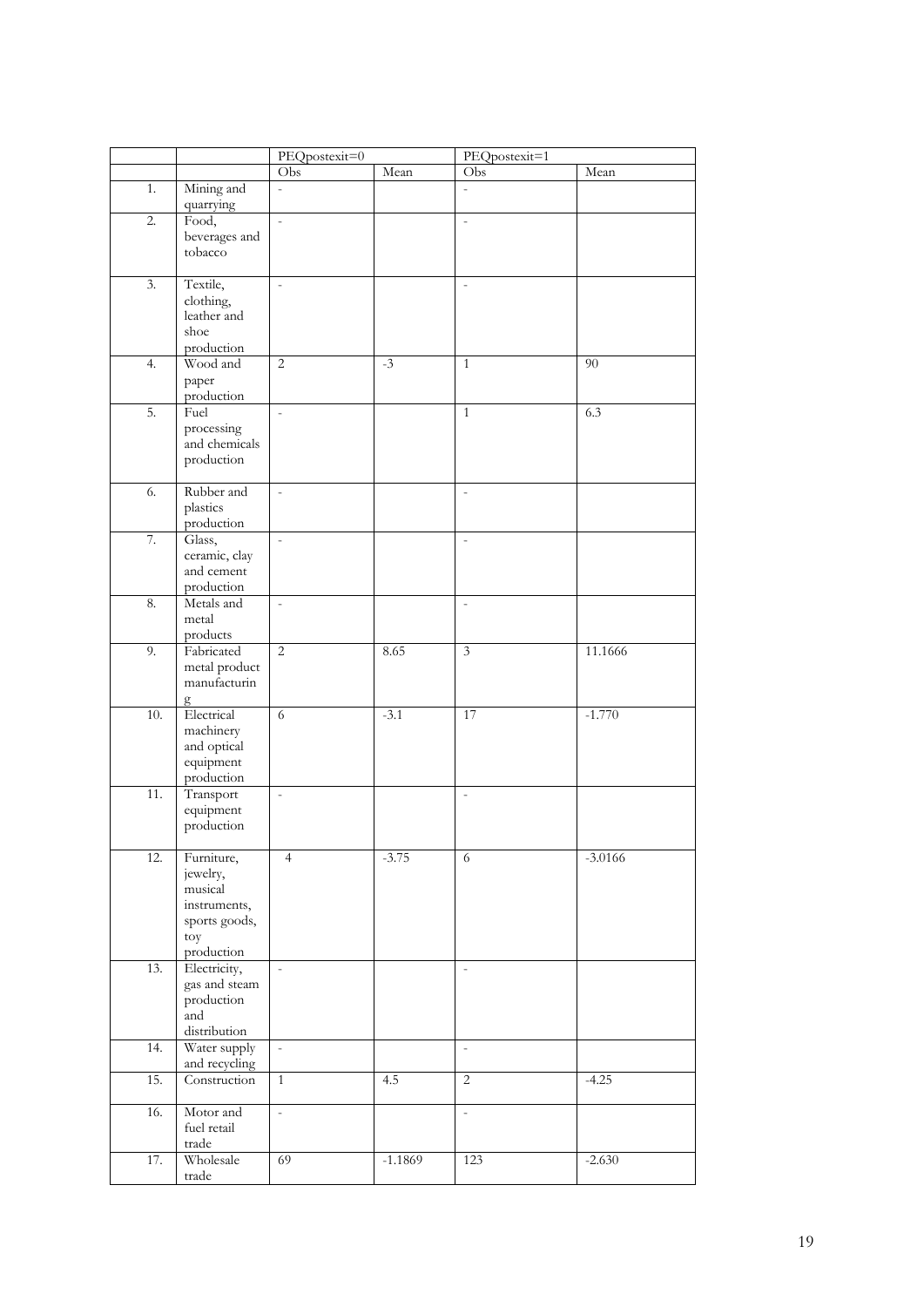| | | PEQpostexit=0 | | PEQpostexit=1 | |
|---|---|---|---|---|---|
| | | Obs | Mean | Obs | Mean |
| 1. | Mining and quarrying | - | | - | |
| 2. | Food, beverages and tobacco | - | | - | |
| 3. | Textile, clothing, leather and shoe production | - | | - | |
| 4. | Wood and paper production | 2 | -3 | 1 | 90 |
| 5. | Fuel processing and chemicals production | - | | 1 | 6.3 |
| 6. | Rubber and plastics production | - | | - | |
| 7. | Glass, ceramic, clay and cement production | - | | - | |
| 8. | Metals and metal products | - | | - | |
| 9. | Fabricated metal product manufacturing | 2 | 8.65 | 3 | 11.1666 |
| 10. | Electrical machinery and optical equipment production | 6 | -3.1 | 17 | -1.770 |
| 11. | Transport equipment production | - | | - | |
| 12. | Furniture, jewelry, musical instruments, sports goods, toy production | 4 | -3.75 | 6 | -3.0166 |
| 13. | Electricity, gas and steam production and distribution | - | | - | |
| 14. | Water supply and recycling | - | | - | |
| 15. | Construction | 1 | 4.5 | 2 | -4.25 |
| 16. | Motor and fuel retail trade | - | | - | |
| 17. | Wholesale trade | 69 | -1.1869 | 123 | -2.630 |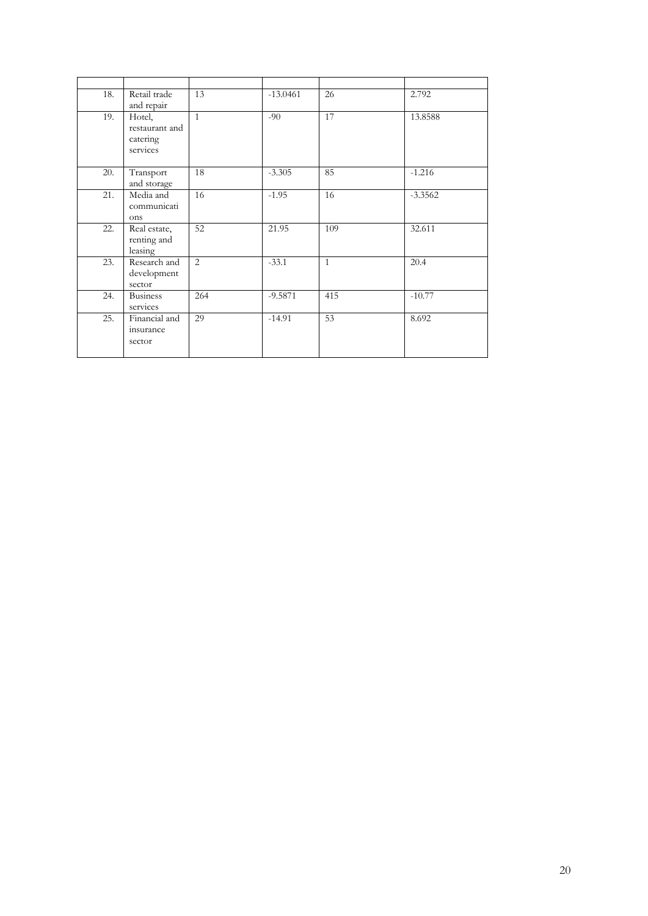| | | | | | |
|---|---|---|---|---|---|
| 18. | Retail trade and repair | 13 | -13.0461 | 26 | 2.792 |
| 19. | Hotel, restaurant and catering services | 1 | -90 | 17 | 13.8588 |
| 20. | Transport and storage | 18 | -3.305 | 85 | -1.216 |
| 21. | Media and communications | 16 | -1.95 | 16 | -3.3562 |
| 22. | Real estate, renting and leasing | 52 | 21.95 | 109 | 32.611 |
| 23. | Research and development sector | 2 | -33.1 | 1 | 20.4 |
| 24. | Business services | 264 | -9.5871 | 415 | -10.77 |
| 25. | Financial and insurance sector | 29 | -14.91 | 53 | 8.692 |